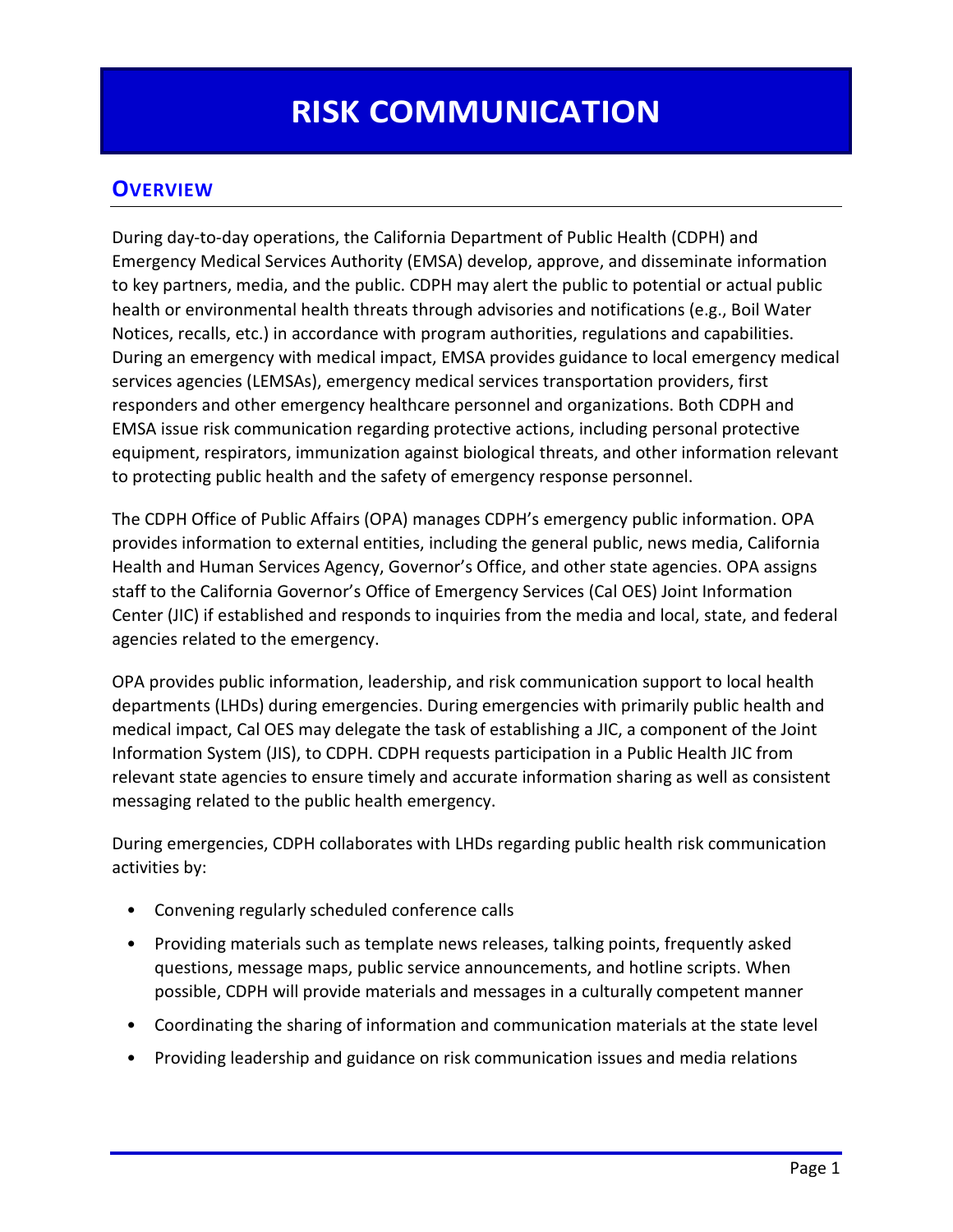# RISK COMMUNICATION

## Overview

During day-to-day operations, the California Department of Public Health (CDPH) and Emergency Medical Services Authority (EMSA) develop, approve, and disseminate information to key partners, media, and the public. CDPH may alert the public to potential or actual public health or environmental health threats through advisories and notifications (e.g., Boil Water Notices, recalls, etc.) in accordance with program authorities, regulations and capabilities. During an emergency with medical impact, EMSA provides guidance to local emergency medical services agencies (LEMSAs), emergency medical services transportation providers, first responders and other emergency healthcare personnel and organizations. Both CDPH and EMSA issue risk communication regarding protective actions, including personal protective equipment, respirators, immunization against biological threats, and other information relevant to protecting public health and the safety of emergency response personnel.

The CDPH Office of Public Affairs (OPA) manages CDPH's emergency public information. OPA provides information to external entities, including the general public, news media, California Health and Human Services Agency, Governor's Office, and other state agencies. OPA assigns staff to the California Governor's Office of Emergency Services (Cal OES) Joint Information Center (JIC) if established and responds to inquiries from the media and local, state, and federal agencies related to the emergency.

OPA provides public information, leadership, and risk communication support to local health departments (LHDs) during emergencies. During emergencies with primarily public health and medical impact, Cal OES may delegate the task of establishing a JIC, a component of the Joint Information System (JIS), to CDPH. CDPH requests participation in a Public Health JIC from relevant state agencies to ensure timely and accurate information sharing as well as consistent messaging related to the public health emergency.

During emergencies, CDPH collaborates with LHDs regarding public health risk communication activities by:

- Convening regularly scheduled conference calls
- Providing materials such as template news releases, talking points, frequently asked questions, message maps, public service announcements, and hotline scripts. When possible, CDPH will provide materials and messages in a culturally competent manner
- Coordinating the sharing of information and communication materials at the state level
- Providing leadership and guidance on risk communication issues and media relations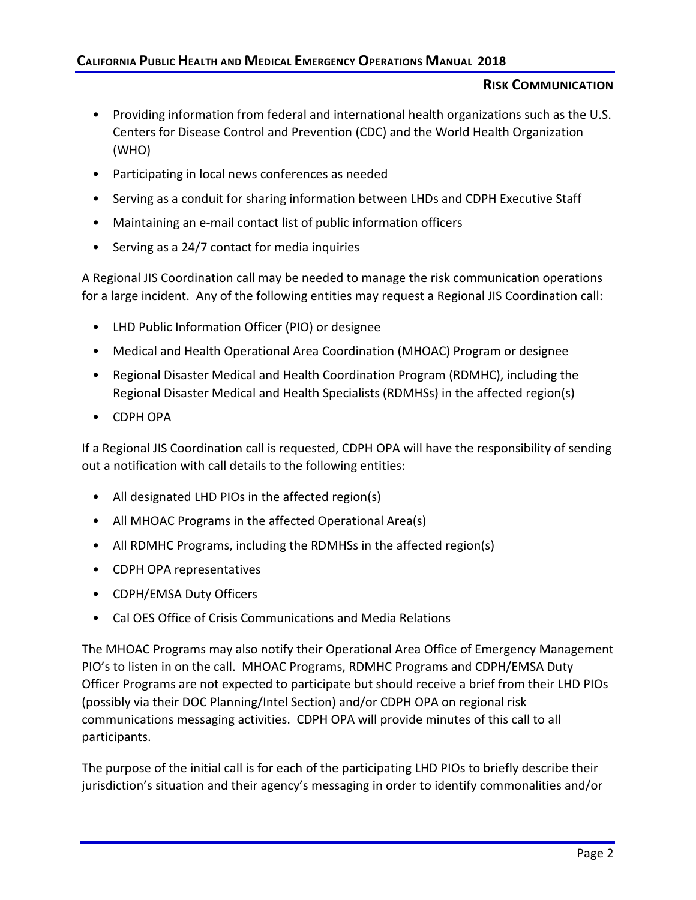- Providing information from federal and international health organizations such as the U.S. Centers for Disease Control and Prevention (CDC) and the World Health Organization (WHO)
- Participating in local news conferences as needed
- Serving as a conduit for sharing information between LHDs and CDPH Executive Staff
- Maintaining an e-mail contact list of public information officers
- Serving as a 24/7 contact for media inquiries

A Regional JIS Coordination call may be needed to manage the risk communication operations for a large incident. Any of the following entities may request a Regional JIS Coordination call:

- LHD Public Information Officer (PIO) or designee
- Medical and Health Operational Area Coordination (MHOAC) Program or designee
- Regional Disaster Medical and Health Coordination Program (RDMHC), including the Regional Disaster Medical and Health Specialists (RDMHSs) in the affected region(s)
- CDPH OPA

If a Regional JIS Coordination call is requested, CDPH OPA will have the responsibility of sending out a notification with call details to the following entities:

- All designated LHD PIOs in the affected region(s)
- All MHOAC Programs in the affected Operational Area(s)
- All RDMHC Programs, including the RDMHSs in the affected region(s)
- CDPH OPA representatives
- CDPH/EMSA Duty Officers
- Cal OES Office of Crisis Communications and Media Relations

The MHOAC Programs may also notify their Operational Area Office of Emergency Management PIO's to listen in on the call. MHOAC Programs, RDMHC Programs and CDPH/EMSA Duty Officer Programs are not expected to participate but should receive a brief from their LHD PIOs (possibly via their DOC Planning/Intel Section) and/or CDPH OPA on regional risk communications messaging activities. CDPH OPA will provide minutes of this call to all participants.

The purpose of the initial call is for each of the participating LHD PIOs to briefly describe their jurisdiction's situation and their agency's messaging in order to identify commonalities and/or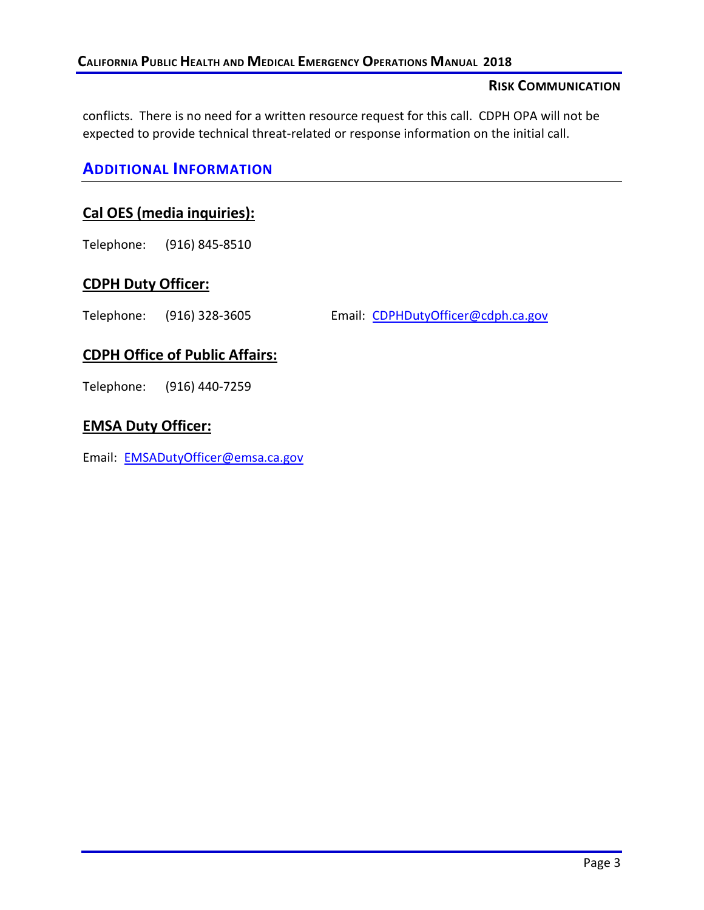conflicts. There is no need for a written resource request for this call. CDPH OPA will not be expected to provide technical threat-related or response information on the initial call.

## ADDITIONAL INFORMATION

### Cal OES (media inquiries):

Telephone: (916) 845-8510

### CDPH Duty Officer:

Telephone: (916) 328-3605 Email: CDPHDutyOfficer@cdph.ca.gov

### CDPH Office of Public Affairs:

Telephone: (916) 440-7259

### EMSA Duty Officer:

Email: EMSADutyOfficer@emsa.ca.gov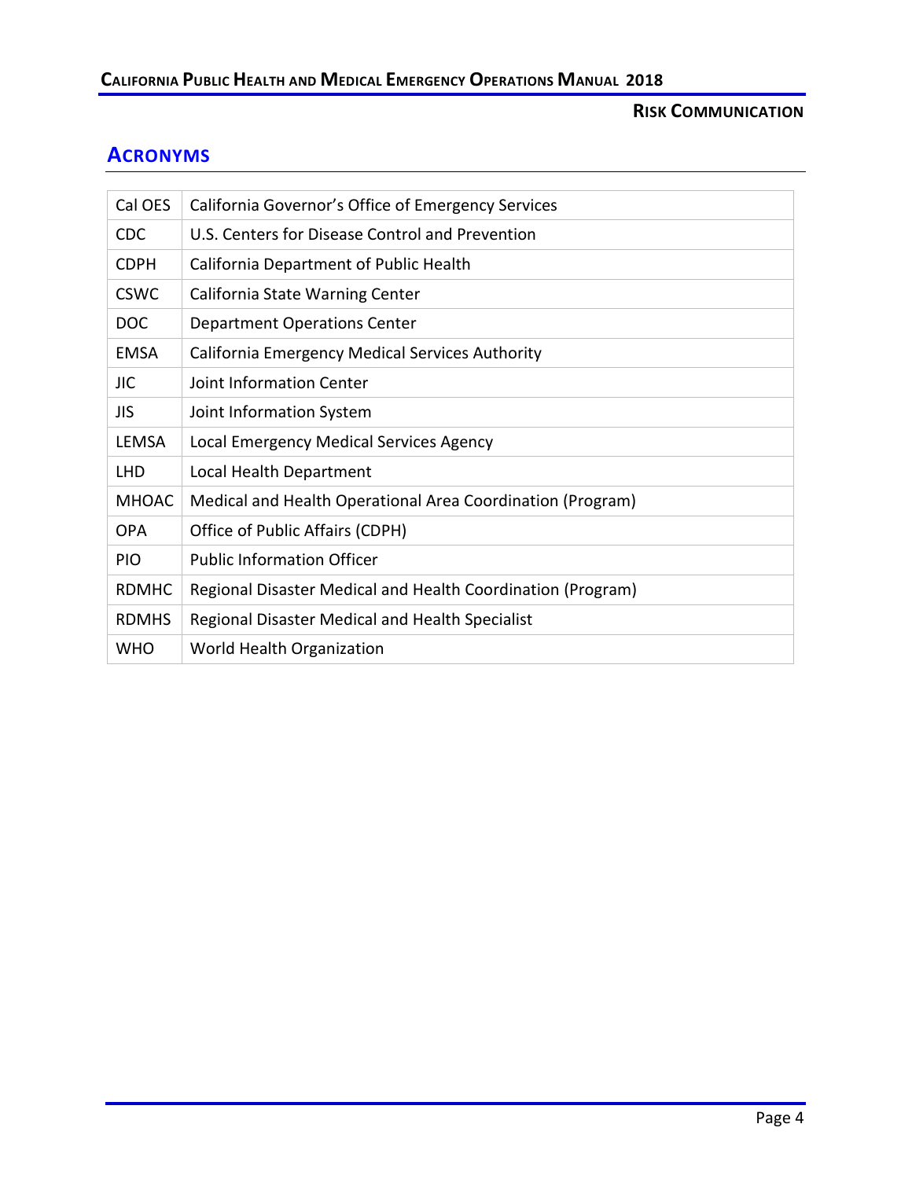## ACRONYMS

| | |
|---|---|
| Cal OES | California Governor's Office of Emergency Services |
| CDC | U.S. Centers for Disease Control and Prevention |
| CDPH | California Department of Public Health |
| CSWC | California State Warning Center |
| DOC | Department Operations Center |
| EMSA | California Emergency Medical Services Authority |
| JIC | Joint Information Center |
| JIS | Joint Information System |
| LEMSA | Local Emergency Medical Services Agency |
| LHD | Local Health Department |
| MHOAC | Medical and Health Operational Area Coordination (Program) |
| OPA | Office of Public Affairs (CDPH) |
| PIO | Public Information Officer |
| RDMHC | Regional Disaster Medical and Health Coordination (Program) |
| RDMHS | Regional Disaster Medical and Health Specialist |
| WHO | World Health Organization |